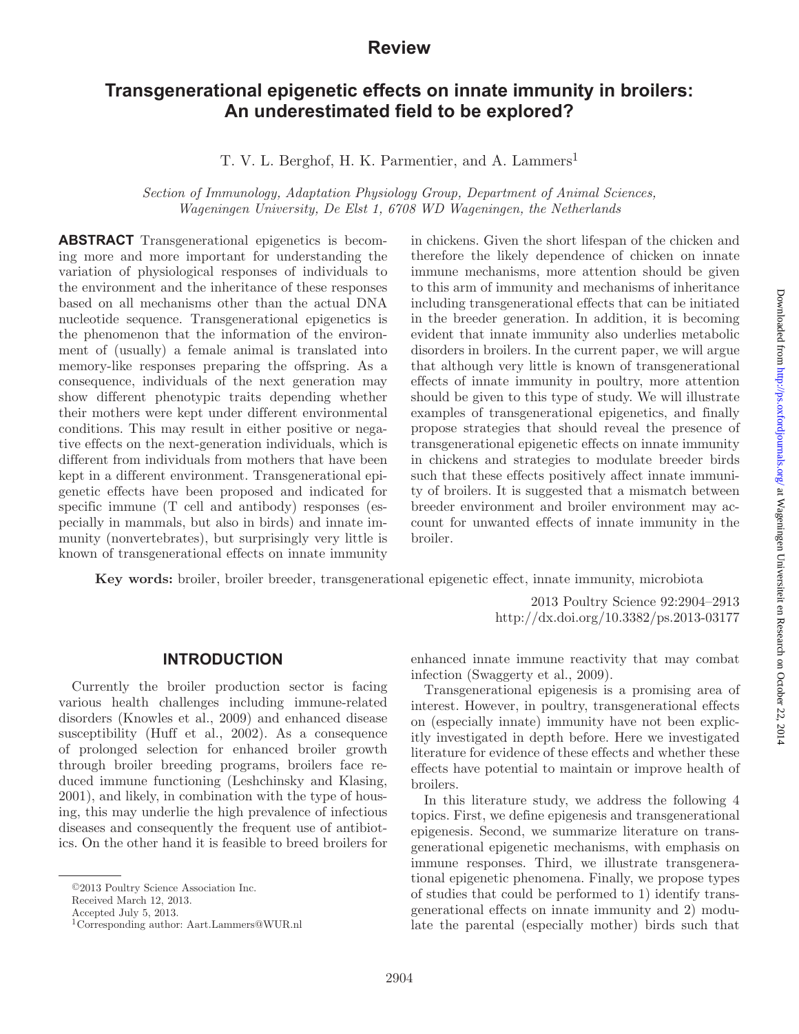## Review

# Transgenerational epigenetic effects on innate immunity in broilers: An underestimated field to be explored?

T. V. L. Berghof, H. K. Parmentier, and A. Lammers[1]

*Section of Immunology, Adaptation Physiology Group, Department of Animal Sciences, Wageningen University, De Elst 1, 6708 WD Wageningen, the Netherlands*

**ABSTRACT** Transgenerational epigenetics is becoming more and more important for understanding the variation of physiological responses of individuals to the environment and the inheritance of these responses based on all mechanisms other than the actual DNA nucleotide sequence. Transgenerational epigenetics is the phenomenon that the information of the environment of (usually) a female animal is translated into memory-like responses preparing the offspring. As a consequence, individuals of the next generation may show different phenotypic traits depending whether their mothers were kept under different environmental conditions. This may result in either positive or negative effects on the next-generation individuals, which is different from individuals from mothers that have been kept in a different environment. Transgenerational epigenetic effects have been proposed and indicated for specific immune (T cell and antibody) responses (especially in mammals, but also in birds) and innate immunity (nonvertebrates), but surprisingly very little is known of transgenerational effects on innate immunity in chickens. Given the short lifespan of the chicken and therefore the likely dependence of chicken on innate immune mechanisms, more attention should be given to this arm of immunity and mechanisms of inheritance including transgenerational effects that can be initiated in the breeder generation. In addition, it is becoming evident that innate immunity also underlies metabolic disorders in broilers. In the current paper, we will argue that although very little is known of transgenerational effects of innate immunity in poultry, more attention should be given to this type of study. We will illustrate examples of transgenerational epigenetics, and finally propose strategies that should reveal the presence of transgenerational epigenetic effects on innate immunity in chickens and strategies to modulate breeder birds such that these effects positively affect innate immunity of broilers. It is suggested that a mismatch between breeder environment and broiler environment may account for unwanted effects of innate immunity in the broiler.

**Key words:** broiler, broiler breeder, transgenerational epigenetic effect, innate immunity, microbiota

2013 Poultry Science 92:2904–2913
http://dx.doi.org/10.3382/ps.2013-03177

## INTRODUCTION

Currently the broiler production sector is facing various health challenges including immune-related disorders (Knowles et al., 2009) and enhanced disease susceptibility (Huff et al., 2002). As a consequence of prolonged selection for enhanced broiler growth through broiler breeding programs, broilers face reduced immune functioning (Leshchinsky and Klasing, 2001), and likely, in combination with the type of housing, this may underlie the high prevalence of infectious diseases and consequently the frequent use of antibiotics. On the other hand it is feasible to breed broilers for enhanced innate immune reactivity that may combat infection (Swaggerty et al., 2009).

Transgenerational epigenesis is a promising area of interest. However, in poultry, transgenerational effects on (especially innate) immunity have not been explicitly investigated in depth before. Here we investigated literature for evidence of these effects and whether these effects have potential to maintain or improve health of broilers.

In this literature study, we address the following 4 topics. First, we define epigenesis and transgenerational epigenesis. Second, we summarize literature on transgenerational epigenetic mechanisms, with emphasis on immune responses. Third, we illustrate transgenerational epigenetic phenomena. Finally, we propose types of studies that could be performed to 1) identify transgenerational effects on innate immunity and 2) modulate the parental (especially mother) birds such that

©2013 Poultry Science Association Inc.
Received March 12, 2013.
Accepted July 5, 2013.
[1]Corresponding author: Aart.Lammers@WUR.nl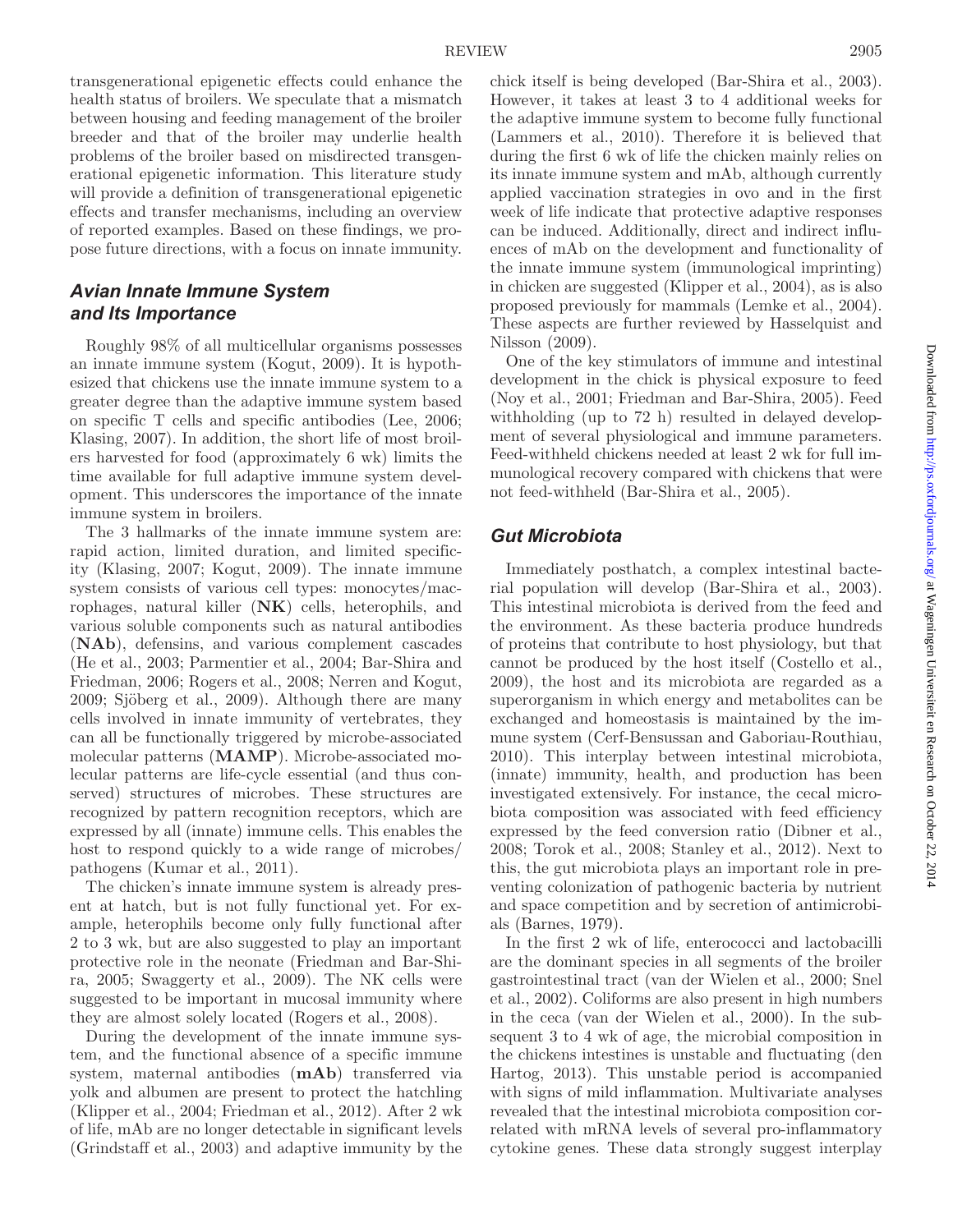transgenerational epigenetic effects could enhance the health status of broilers. We speculate that a mismatch between housing and feeding management of the broiler breeder and that of the broiler may underlie health problems of the broiler based on misdirected transgenerational epigenetic information. This literature study will provide a definition of transgenerational epigenetic effects and transfer mechanisms, including an overview of reported examples. Based on these findings, we propose future directions, with a focus on innate immunity.

## Avian Innate Immune System and Its Importance

Roughly 98% of all multicellular organisms possesses an innate immune system (Kogut, 2009). It is hypothesized that chickens use the innate immune system to a greater degree than the adaptive immune system based on specific T cells and specific antibodies (Lee, 2006; Klasing, 2007). In addition, the short life of most broilers harvested for food (approximately 6 wk) limits the time available for full adaptive immune system development. This underscores the importance of the innate immune system in broilers.

The 3 hallmarks of the innate immune system are: rapid action, limited duration, and limited specificity (Klasing, 2007; Kogut, 2009). The innate immune system consists of various cell types: monocytes/macrophages, natural killer (**NK**) cells, heterophils, and various soluble components such as natural antibodies (**NAb**), defensins, and various complement cascades (He et al., 2003; Parmentier et al., 2004; Bar-Shira and Friedman, 2006; Rogers et al., 2008; Nerren and Kogut, 2009; Sjöberg et al., 2009). Although there are many cells involved in innate immunity of vertebrates, they can all be functionally triggered by microbe-associated molecular patterns (**MAMP**). Microbe-associated molecular patterns are life-cycle essential (and thus conserved) structures of microbes. These structures are recognized by pattern recognition receptors, which are expressed by all (innate) immune cells. This enables the host to respond quickly to a wide range of microbes/pathogens (Kumar et al., 2011).

The chicken's innate immune system is already present at hatch, but is not fully functional yet. For example, heterophils become only fully functional after 2 to 3 wk, but are also suggested to play an important protective role in the neonate (Friedman and Bar-Shira, 2005; Swaggerty et al., 2009). The NK cells were suggested to be important in mucosal immunity where they are almost solely located (Rogers et al., 2008).

During the development of the innate immune system, and the functional absence of a specific immune system, maternal antibodies (**mAb**) transferred via yolk and albumen are present to protect the hatchling (Klipper et al., 2004; Friedman et al., 2012). After 2 wk of life, mAb are no longer detectable in significant levels (Grindstaff et al., 2003) and adaptive immunity by the chick itself is being developed (Bar-Shira et al., 2003). However, it takes at least 3 to 4 additional weeks for the adaptive immune system to become fully functional (Lammers et al., 2010). Therefore it is believed that during the first 6 wk of life the chicken mainly relies on its innate immune system and mAb, although currently applied vaccination strategies in ovo and in the first week of life indicate that protective adaptive responses can be induced. Additionally, direct and indirect influences of mAb on the development and functionality of the innate immune system (immunological imprinting) in chicken are suggested (Klipper et al., 2004), as is also proposed previously for mammals (Lemke et al., 2004). These aspects are further reviewed by Hasselquist and Nilsson (2009).

One of the key stimulators of immune and intestinal development in the chick is physical exposure to feed (Noy et al., 2001; Friedman and Bar-Shira, 2005). Feed withholding (up to 72 h) resulted in delayed development of several physiological and immune parameters. Feed-withheld chickens needed at least 2 wk for full immunological recovery compared with chickens that were not feed-withheld (Bar-Shira et al., 2005).

## Gut Microbiota

Immediately posthatch, a complex intestinal bacterial population will develop (Bar-Shira et al., 2003). This intestinal microbiota is derived from the feed and the environment. As these bacteria produce hundreds of proteins that contribute to host physiology, but that cannot be produced by the host itself (Costello et al., 2009), the host and its microbiota are regarded as a superorganism in which energy and metabolites can be exchanged and homeostasis is maintained by the immune system (Cerf-Bensussan and Gaboriau-Routhiau, 2010). This interplay between intestinal microbiota, (innate) immunity, health, and production has been investigated extensively. For instance, the cecal microbiota composition was associated with feed efficiency expressed by the feed conversion ratio (Dibner et al., 2008; Torok et al., 2008; Stanley et al., 2012). Next to this, the gut microbiota plays an important role in preventing colonization of pathogenic bacteria by nutrient and space competition and by secretion of antimicrobials (Barnes, 1979).

In the first 2 wk of life, enterococci and lactobacilli are the dominant species in all segments of the broiler gastrointestinal tract (van der Wielen et al., 2000; Snel et al., 2002). Coliforms are also present in high numbers in the ceca (van der Wielen et al., 2000). In the subsequent 3 to 4 wk of age, the microbial composition in the chickens intestines is unstable and fluctuating (den Hartog, 2013). This unstable period is accompanied with signs of mild inflammation. Multivariate analyses revealed that the intestinal microbiota composition correlated with mRNA levels of several pro-inflammatory cytokine genes. These data strongly suggest interplay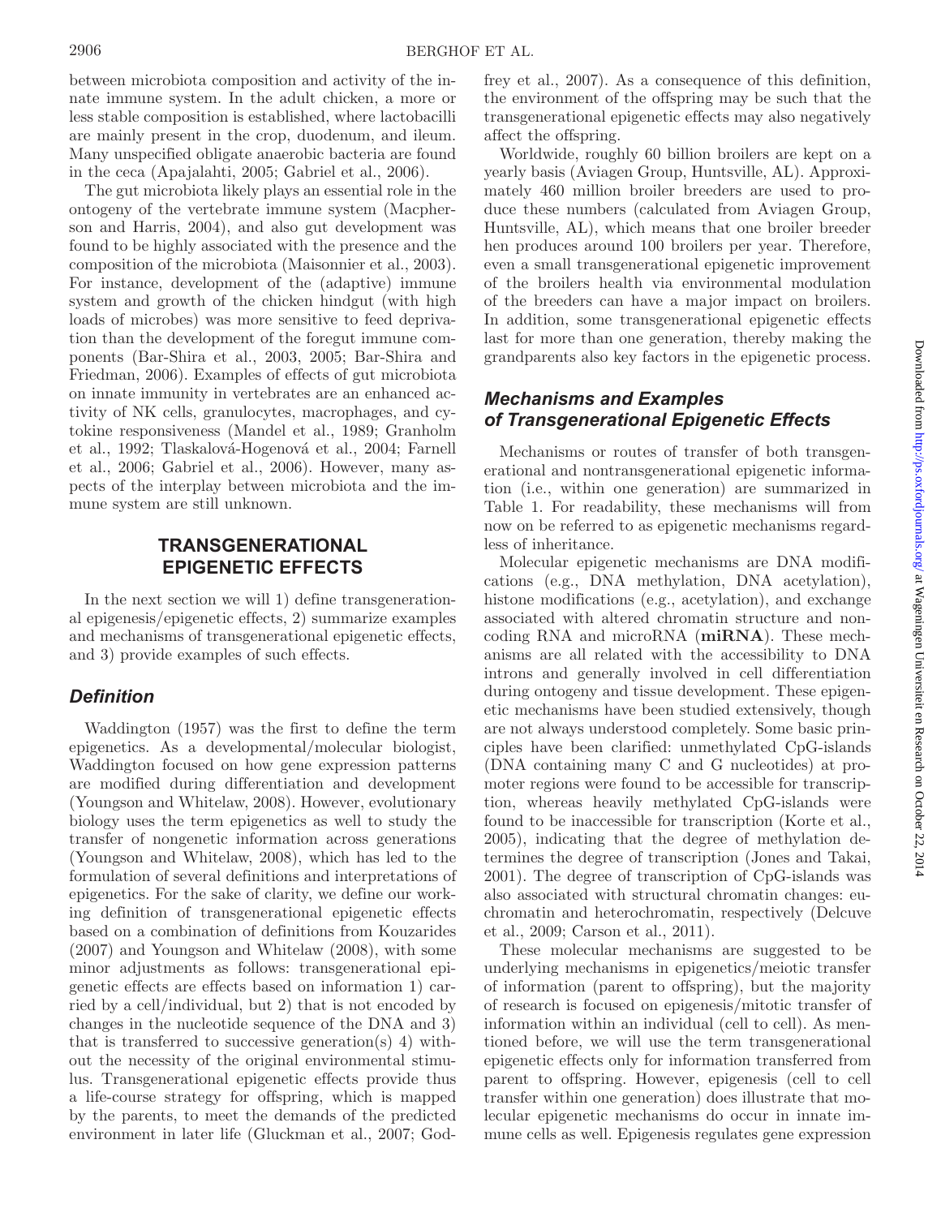between microbiota composition and activity of the innate immune system. In the adult chicken, a more or less stable composition is established, where lactobacilli are mainly present in the crop, duodenum, and ileum. Many unspecified obligate anaerobic bacteria are found in the ceca (Apajalahti, 2005; Gabriel et al., 2006).

The gut microbiota likely plays an essential role in the ontogeny of the vertebrate immune system (Macpherson and Harris, 2004), and also gut development was found to be highly associated with the presence and the composition of the microbiota (Maisonnier et al., 2003). For instance, development of the (adaptive) immune system and growth of the chicken hindgut (with high loads of microbes) was more sensitive to feed deprivation than the development of the foregut immune components (Bar-Shira et al., 2003, 2005; Bar-Shira and Friedman, 2006). Examples of effects of gut microbiota on innate immunity in vertebrates are an enhanced activity of NK cells, granulocytes, macrophages, and cytokine responsiveness (Mandel et al., 1989; Granholm et al., 1992; Tlaskalová-Hogenová et al., 2004; Farnell et al., 2006; Gabriel et al., 2006). However, many aspects of the interplay between microbiota and the immune system are still unknown.

## TRANSGENERATIONAL EPIGENETIC EFFECTS

In the next section we will 1) define transgenerational epigenesis/epigenetic effects, 2) summarize examples and mechanisms of transgenerational epigenetic effects, and 3) provide examples of such effects.

### *Definition*

Waddington (1957) was the first to define the term epigenetics. As a developmental/molecular biologist, Waddington focused on how gene expression patterns are modified during differentiation and development (Youngson and Whitelaw, 2008). However, evolutionary biology uses the term epigenetics as well to study the transfer of nongenetic information across generations (Youngson and Whitelaw, 2008), which has led to the formulation of several definitions and interpretations of epigenetics. For the sake of clarity, we define our working definition of transgenerational epigenetic effects based on a combination of definitions from Kouzarides (2007) and Youngson and Whitelaw (2008), with some minor adjustments as follows: transgenerational epigenetic effects are effects based on information 1) carried by a cell/individual, but 2) that is not encoded by changes in the nucleotide sequence of the DNA and 3) that is transferred to successive generation(s) 4) without the necessity of the original environmental stimulus. Transgenerational epigenetic effects provide thus a life-course strategy for offspring, which is mapped by the parents, to meet the demands of the predicted environment in later life (Gluckman et al., 2007; Godfrey et al., 2007). As a consequence of this definition, the environment of the offspring may be such that the transgenerational epigenetic effects may also negatively affect the offspring.

Worldwide, roughly 60 billion broilers are kept on a yearly basis (Aviagen Group, Huntsville, AL). Approximately 460 million broiler breeders are used to produce these numbers (calculated from Aviagen Group, Huntsville, AL), which means that one broiler breeder hen produces around 100 broilers per year. Therefore, even a small transgenerational epigenetic improvement of the broilers health via environmental modulation of the breeders can have a major impact on broilers. In addition, some transgenerational epigenetic effects last for more than one generation, thereby making the grandparents also key factors in the epigenetic process.

### *Mechanisms and Examples of Transgenerational Epigenetic Effects*

Mechanisms or routes of transfer of both transgenerational and nontransgenerational epigenetic information (i.e., within one generation) are summarized in Table 1. For readability, these mechanisms will from now on be referred to as epigenetic mechanisms regardless of inheritance.

Molecular epigenetic mechanisms are DNA modifications (e.g., DNA methylation, DNA acetylation), histone modifications (e.g., acetylation), and exchange associated with altered chromatin structure and noncoding RNA and microRNA (**miRNA**). These mechanisms are all related with the accessibility to DNA introns and generally involved in cell differentiation during ontogeny and tissue development. These epigenetic mechanisms have been studied extensively, though are not always understood completely. Some basic principles have been clarified: unmethylated CpG-islands (DNA containing many C and G nucleotides) at promoter regions were found to be accessible for transcription, whereas heavily methylated CpG-islands were found to be inaccessible for transcription (Korte et al., 2005), indicating that the degree of methylation determines the degree of transcription (Jones and Takai, 2001). The degree of transcription of CpG-islands was also associated with structural chromatin changes: euchromatin and heterochromatin, respectively (Delcuve et al., 2009; Carson et al., 2011).

These molecular mechanisms are suggested to be underlying mechanisms in epigenetics/meiotic transfer of information (parent to offspring), but the majority of research is focused on epigenesis/mitotic transfer of information within an individual (cell to cell). As mentioned before, we will use the term transgenerational epigenetic effects only for information transferred from parent to offspring. However, epigenesis (cell to cell transfer within one generation) does illustrate that molecular epigenetic mechanisms do occur in innate immune cells as well. Epigenesis regulates gene expression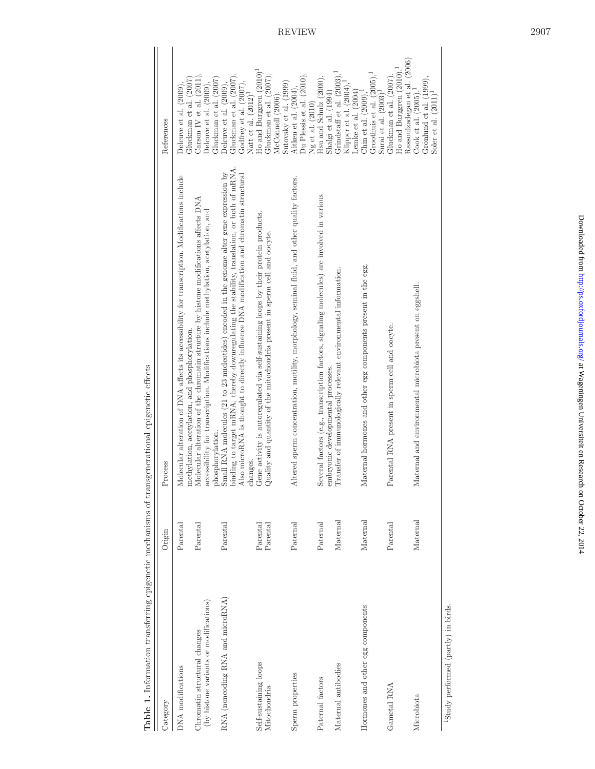**Table 1.** Information transferring epigenetic mechanisms of transgenerational epigenetic effects

| Category | Origin | Process | References |
|---|---|---|---|
| DNA modifications | Parental | Molecular alteration of DNA affects its accessibility for transcription. Modifications include methylation, acetylation, and phosphorylation. | Delcuve et al. (2009), Gluckman et al. (2007) |
| Chromatin structural changes (by histone variants or modifications) | Parental | Molecular alteration of the chromatin structure by histone modifications affects DNA accessibility for transcription. Modifications include methylation, acetylation, and phosphorylation. | Carson IV et al. (2011), Delcuve et al. (2009), Gluckman et al. (2007) |
| RNA (noncoding RNA and microRNA) | Parental | Small RNA molecules (21 to 23 nucleotides) encoded in the genome alter gene expression by binding to target mRNA, thereby downregulating the stability, translation, or both of mRNA. Also microRNA is thought to directly influence DNA modification and chromatin structural changes. | Delcuve et al. (2009), Gluckman et al. (2007), Godfrey et al. (2007), Nätt et al. (2012)[1] |
| Self-sustaining loops | Parental | Gene activity is autoregulated via self-sustaining loops by their protein products. | Ho and Burggren (2010)[1] |
| Mitochondria | Parental | Quality and quantity of the mitochondria present in sperm cell and oocyte. | Gluckman et al. (2007), McConnell (2006), Sutovsky et al. (1999) |
| Sperm properties | Paternal | Altered sperm concentration, motility, morphology, seminal fluid, and other quality factors. | Aitken et al. (2004), Du Plessis et al. (2010), Ng et al. (2010) |
| Paternal factors | Paternal | Several factors (e.g., transcription factors, signaling molecules) are involved in various embryonic developmental processes. | Hsu and Schulz (2000), Shalgi et al. (1994) |
| Maternal antibodies | Maternal | Transfer of immunologically relevant environmental information. | Grindstaff et al. (2003),[1] Klipper et al. (2004),[1] Lemke et al. (2004) |
| Hormones and other egg components | Maternal | Maternal hormones and other egg components present in the egg. | Chin et al. (2009),[1] Groothuis et al. (2005),[1] Surai et al. (2003)[1] |
| Gametal RNA | Parental | Parental RNA present in sperm cell and oocyte. | Gluckman et al. (2007), Ho and Burggren (2010),[1] Rassoulzadegan et al. (2006) |
| Microbiota | Maternal | Maternal and environmental microbiota present on eggshell. | Cook et al. (2005),[1] Grönlund et al. (1999), Soler et al. (2011)[1] |

[1]Study performed (partly) in birds.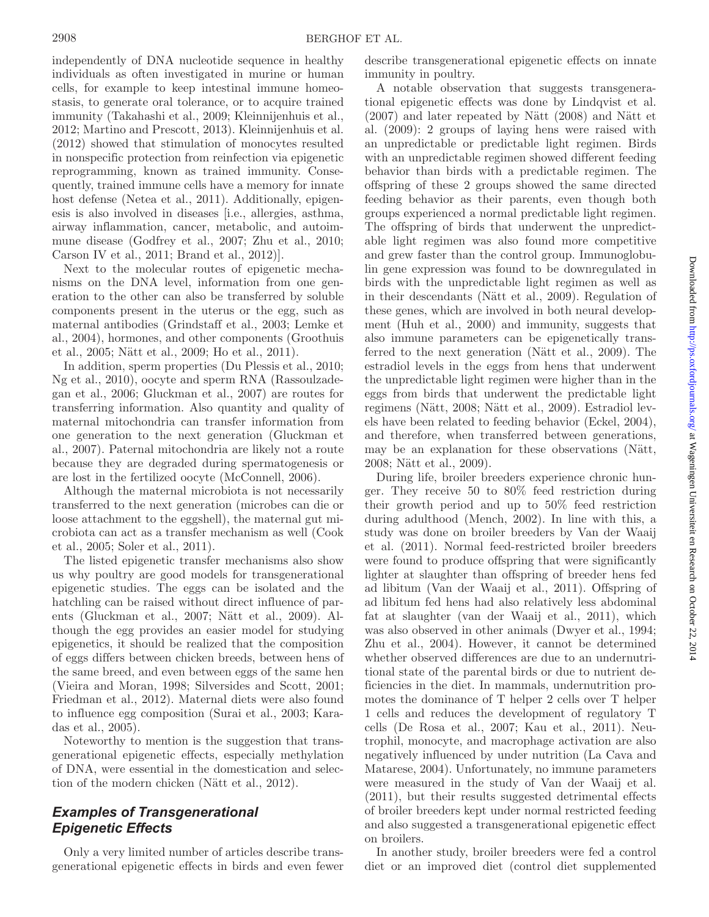independently of DNA nucleotide sequence in healthy individuals as often investigated in murine or human cells, for example to keep intestinal immune homeostasis, to generate oral tolerance, or to acquire trained immunity (Takahashi et al., 2009; Kleinnijenhuis et al., 2012; Martino and Prescott, 2013). Kleinnijenhuis et al. (2012) showed that stimulation of monocytes resulted in nonspecific protection from reinfection via epigenetic reprogramming, known as trained immunity. Consequently, trained immune cells have a memory for innate host defense (Netea et al., 2011). Additionally, epigenesis is also involved in diseases [i.e., allergies, asthma, airway inflammation, cancer, metabolic, and autoimmune disease (Godfrey et al., 2007; Zhu et al., 2010; Carson IV et al., 2011; Brand et al., 2012)].

Next to the molecular routes of epigenetic mechanisms on the DNA level, information from one generation to the other can also be transferred by soluble components present in the uterus or the egg, such as maternal antibodies (Grindstaff et al., 2003; Lemke et al., 2004), hormones, and other components (Groothuis et al., 2005; Nätt et al., 2009; Ho et al., 2011).

In addition, sperm properties (Du Plessis et al., 2010; Ng et al., 2010), oocyte and sperm RNA (Rassoulzadegan et al., 2006; Gluckman et al., 2007) are routes for transferring information. Also quantity and quality of maternal mitochondria can transfer information from one generation to the next generation (Gluckman et al., 2007). Paternal mitochondria are likely not a route because they are degraded during spermatogenesis or are lost in the fertilized oocyte (McConnell, 2006).

Although the maternal microbiota is not necessarily transferred to the next generation (microbes can die or loose attachment to the eggshell), the maternal gut microbiota can act as a transfer mechanism as well (Cook et al., 2005; Soler et al., 2011).

The listed epigenetic transfer mechanisms also show us why poultry are good models for transgenerational epigenetic studies. The eggs can be isolated and the hatchling can be raised without direct influence of parents (Gluckman et al., 2007; Nätt et al., 2009). Although the egg provides an easier model for studying epigenetics, it should be realized that the composition of eggs differs between chicken breeds, between hens of the same breed, and even between eggs of the same hen (Vieira and Moran, 1998; Silversides and Scott, 2001; Friedman et al., 2012). Maternal diets were also found to influence egg composition (Surai et al., 2003; Karadas et al., 2005).

Noteworthy to mention is the suggestion that transgenerational epigenetic effects, especially methylation of DNA, were essential in the domestication and selection of the modern chicken (Nätt et al., 2012).

## *Examples of Transgenerational Epigenetic Effects*

Only a very limited number of articles describe transgenerational epigenetic effects in birds and even fewer describe transgenerational epigenetic effects on innate immunity in poultry.

A notable observation that suggests transgenerational epigenetic effects was done by Lindqvist et al. (2007) and later repeated by Nätt (2008) and Nätt et al. (2009): 2 groups of laying hens were raised with an unpredictable or predictable light regimen. Birds with an unpredictable regimen showed different feeding behavior than birds with a predictable regimen. The offspring of these 2 groups showed the same directed feeding behavior as their parents, even though both groups experienced a normal predictable light regimen. The offspring of birds that underwent the unpredictable light regimen was also found more competitive and grew faster than the control group. Immunoglobulin gene expression was found to be downregulated in birds with the unpredictable light regimen as well as in their descendants (Nätt et al., 2009). Regulation of these genes, which are involved in both neural development (Huh et al., 2000) and immunity, suggests that also immune parameters can be epigenetically transferred to the next generation (Nätt et al., 2009). The estradiol levels in the eggs from hens that underwent the unpredictable light regimen were higher than in the eggs from birds that underwent the predictable light regimens (Nätt, 2008; Nätt et al., 2009). Estradiol levels have been related to feeding behavior (Eckel, 2004), and therefore, when transferred between generations, may be an explanation for these observations (Nätt, 2008; Nätt et al., 2009).

During life, broiler breeders experience chronic hunger. They receive 50 to 80% feed restriction during their growth period and up to 50% feed restriction during adulthood (Mench, 2002). In line with this, a study was done on broiler breeders by Van der Waaij et al. (2011). Normal feed-restricted broiler breeders were found to produce offspring that were significantly lighter at slaughter than offspring of breeder hens fed ad libitum (Van der Waaij et al., 2011). Offspring of ad libitum fed hens had also relatively less abdominal fat at slaughter (van der Waaij et al., 2011), which was also observed in other animals (Dwyer et al., 1994; Zhu et al., 2004). However, it cannot be determined whether observed differences are due to an undernutritional state of the parental birds or due to nutrient deficiencies in the diet. In mammals, undernutrition promotes the dominance of T helper 2 cells over T helper 1 cells and reduces the development of regulatory T cells (De Rosa et al., 2007; Kau et al., 2011). Neutrophil, monocyte, and macrophage activation are also negatively influenced by under nutrition (La Cava and Matarese, 2004). Unfortunately, no immune parameters were measured in the study of Van der Waaij et al. (2011), but their results suggested detrimental effects of broiler breeders kept under normal restricted feeding and also suggested a transgenerational epigenetic effect on broilers.

In another study, broiler breeders were fed a control diet or an improved diet (control diet supplemented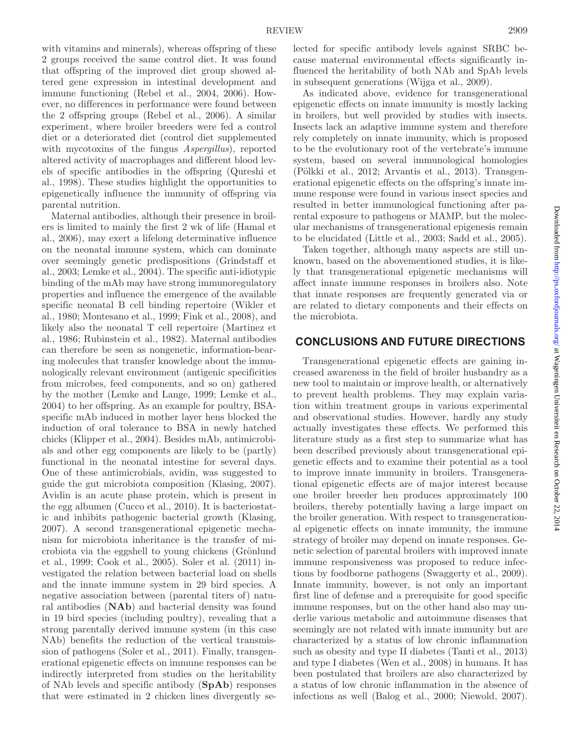with vitamins and minerals), whereas offspring of these 2 groups received the same control diet. It was found that offspring of the improved diet group showed altered gene expression in intestinal development and immune functioning (Rebel et al., 2004, 2006). However, no differences in performance were found between the 2 offspring groups (Rebel et al., 2006). A similar experiment, where broiler breeders were fed a control diet or a deteriorated diet (control diet supplemented with mycotoxins of the fungus *Aspergillus*), reported altered activity of macrophages and different blood levels of specific antibodies in the offspring (Qureshi et al., 1998). These studies highlight the opportunities to epigenetically influence the immunity of offspring via parental nutrition.

Maternal antibodies, although their presence in broilers is limited to mainly the first 2 wk of life (Hamal et al., 2006), may exert a lifelong determinative influence on the neonatal immune system, which can dominate over seemingly genetic predispositions (Grindstaff et al., 2003; Lemke et al., 2004). The specific anti-idiotypic binding of the mAb may have strong immunoregulatory properties and influence the emergence of the available specific neonatal B cell binding repertoire (Wikler et al., 1980; Montesano et al., 1999; Fink et al., 2008), and likely also the neonatal T cell repertoire (Martinez et al., 1986; Rubinstein et al., 1982). Maternal antibodies can therefore be seen as nongenetic, information-bearing molecules that transfer knowledge about the immunologically relevant environment (antigenic specificities from microbes, feed components, and so on) gathered by the mother (Lemke and Lange, 1999; Lemke et al., 2004) to her offspring. As an example for poultry, BSA-specific mAb induced in mother layer hens blocked the induction of oral tolerance to BSA in newly hatched chicks (Klipper et al., 2004). Besides mAb, antimicrobials and other egg components are likely to be (partly) functional in the neonatal intestine for several days. One of these antimicrobials, avidin, was suggested to guide the gut microbiota composition (Klasing, 2007). Avidin is an acute phase protein, which is present in the egg albumen (Cucco et al., 2010). It is bacteriostatic and inhibits pathogenic bacterial growth (Klasing, 2007). A second transgenerational epigenetic mechanism for microbiota inheritance is the transfer of microbiota via the eggshell to young chickens (Grönlund et al., 1999; Cook et al., 2005). Soler et al. (2011) investigated the relation between bacterial load on shells and the innate immune system in 29 bird species. A negative association between (parental titers of) natural antibodies (**NAb**) and bacterial density was found in 19 bird species (including poultry), revealing that a strong parentally derived immune system (in this case NAb) benefits the reduction of the vertical transmission of pathogens (Soler et al., 2011). Finally, transgenerational epigenetic effects on immune responses can be indirectly interpreted from studies on the heritability of NAb levels and specific antibody (**SpAb**) responses that were estimated in 2 chicken lines divergently selected for specific antibody levels against SRBC because maternal environmental effects significantly influenced the heritability of both NAb and SpAb levels in subsequent generations (Wijga et al., 2009).

As indicated above, evidence for transgenerational epigenetic effects on innate immunity is mostly lacking in broilers, but well provided by studies with insects. Insects lack an adaptive immune system and therefore rely completely on innate immunity, which is proposed to be the evolutionary root of the vertebrate's immune system, based on several immunological homologies (Pölkki et al., 2012; Arvantis et al., 2013). Transgenerational epigenetic effects on the offspring's innate immune response were found in various insect species and resulted in better immunological functioning after parental exposure to pathogens or MAMP, but the molecular mechanisms of transgenerational epigenesis remain to be elucidated (Little et al., 2003; Sadd et al., 2005).

Taken together, although many aspects are still unknown, based on the abovementioned studies, it is likely that transgenerational epigenetic mechanisms will affect innate immune responses in broilers also. Note that innate responses are frequently generated via or are related to dietary components and their effects on the microbiota.

## CONCLUSIONS AND FUTURE DIRECTIONS

Transgenerational epigenetic effects are gaining increased awareness in the field of broiler husbandry as a new tool to maintain or improve health, or alternatively to prevent health problems. They may explain variation within treatment groups in various experimental and observational studies. However, hardly any study actually investigates these effects. We performed this literature study as a first step to summarize what has been described previously about transgenerational epigenetic effects and to examine their potential as a tool to improve innate immunity in broilers. Transgenerational epigenetic effects are of major interest because one broiler breeder hen produces approximately 100 broilers, thereby potentially having a large impact on the broiler generation. With respect to transgenerational epigenetic effects on innate immunity, the immune strategy of broiler may depend on innate responses. Genetic selection of parental broilers with improved innate immune responsiveness was proposed to reduce infections by foodborne pathogens (Swaggerty et al., 2009). Innate immunity, however, is not only an important first line of defense and a prerequisite for good specific immune responses, but on the other hand also may underlie various metabolic and autoimmune diseases that seemingly are not related with innate immunity but are characterized by a status of low chronic inflammation such as obesity and type II diabetes (Tanti et al., 2013) and type I diabetes (Wen et al., 2008) in humans. It has been postulated that broilers are also characterized by a status of low chronic inflammation in the absence of infections as well (Balog et al., 2000; Niewold, 2007).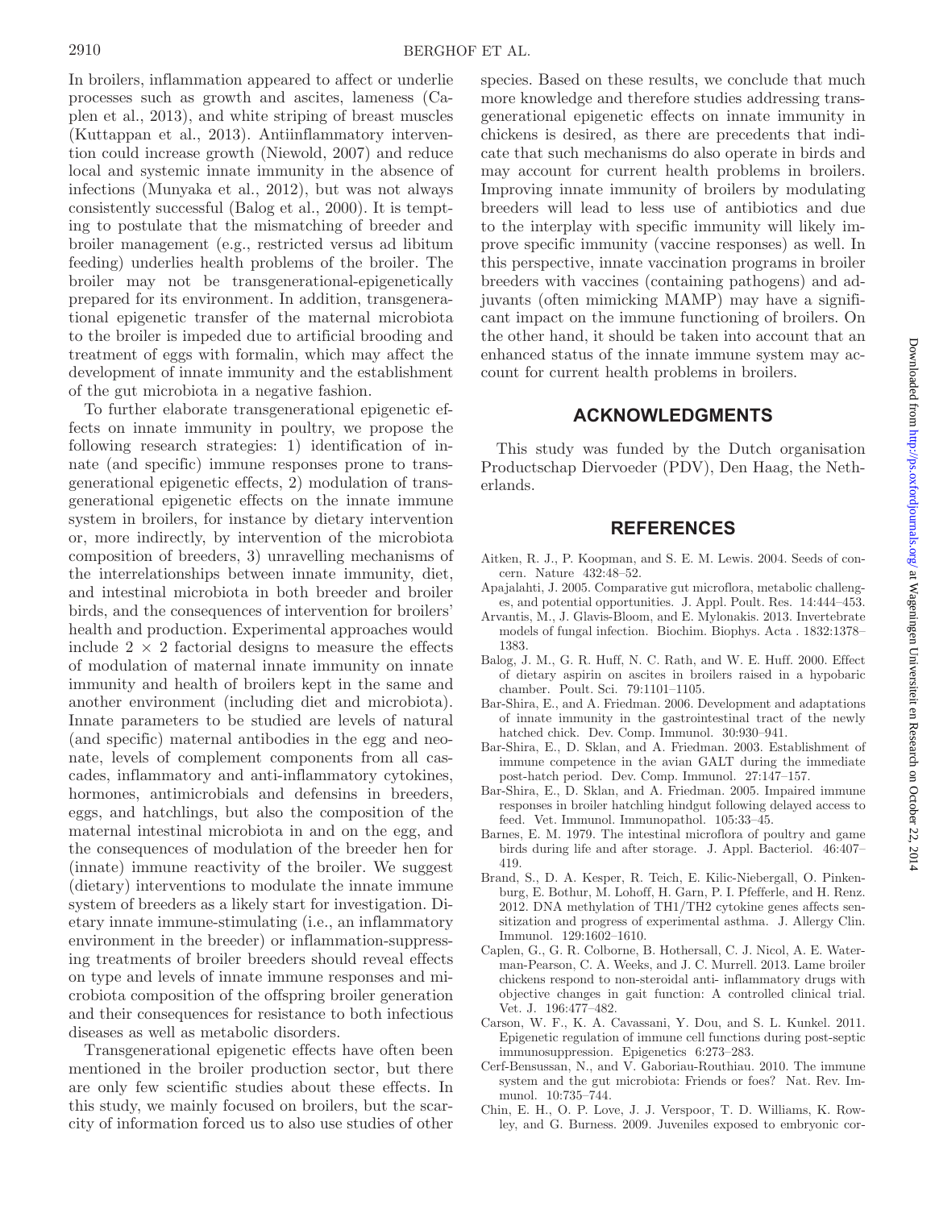In broilers, inflammation appeared to affect or underlie processes such as growth and ascites, lameness (Caplen et al., 2013), and white striping of breast muscles (Kuttappan et al., 2013). Antiinflammatory intervention could increase growth (Niewold, 2007) and reduce local and systemic innate immunity in the absence of infections (Munyaka et al., 2012), but was not always consistently successful (Balog et al., 2000). It is tempting to postulate that the mismatching of breeder and broiler management (e.g., restricted versus ad libitum feeding) underlies health problems of the broiler. The broiler may not be transgenerational-epigenetically prepared for its environment. In addition, transgenerational epigenetic transfer of the maternal microbiota to the broiler is impeded due to artificial brooding and treatment of eggs with formalin, which may affect the development of innate immunity and the establishment of the gut microbiota in a negative fashion.

To further elaborate transgenerational epigenetic effects on innate immunity in poultry, we propose the following research strategies: 1) identification of innate (and specific) immune responses prone to transgenerational epigenetic effects, 2) modulation of transgenerational epigenetic effects on the innate immune system in broilers, for instance by dietary intervention or, more indirectly, by intervention of the microbiota composition of breeders, 3) unravelling mechanisms of the interrelationships between innate immunity, diet, and intestinal microbiota in both breeder and broiler birds, and the consequences of intervention for broilers' health and production. Experimental approaches would include $2 \times 2$ factorial designs to measure the effects of modulation of maternal innate immunity on innate immunity and health of broilers kept in the same and another environment (including diet and microbiota). Innate parameters to be studied are levels of natural (and specific) maternal antibodies in the egg and neonate, levels of complement components from all cascades, inflammatory and anti-inflammatory cytokines, hormones, antimicrobials and defensins in breeders, eggs, and hatchlings, but also the composition of the maternal intestinal microbiota in and on the egg, and the consequences of modulation of the breeder hen for (innate) immune reactivity of the broiler. We suggest (dietary) interventions to modulate the innate immune system of breeders as a likely start for investigation. Dietary innate immune-stimulating (i.e., an inflammatory environment in the breeder) or inflammation-suppressing treatments of broiler breeders should reveal effects on type and levels of innate immune responses and microbiota composition of the offspring broiler generation and their consequences for resistance to both infectious diseases as well as metabolic disorders.

Transgenerational epigenetic effects have often been mentioned in the broiler production sector, but there are only few scientific studies about these effects. In this study, we mainly focused on broilers, but the scarcity of information forced us to also use studies of other species. Based on these results, we conclude that much more knowledge and therefore studies addressing transgenerational epigenetic effects on innate immunity in chickens is desired, as there are precedents that indicate that such mechanisms do also operate in birds and may account for current health problems in broilers. Improving innate immunity of broilers by modulating breeders will lead to less use of antibiotics and due to the interplay with specific immunity will likely improve specific immunity (vaccine responses) as well. In this perspective, innate vaccination programs in broiler breeders with vaccines (containing pathogens) and adjuvants (often mimicking MAMP) may have a significant impact on the immune functioning of broilers. On the other hand, it should be taken into account that an enhanced status of the innate immune system may account for current health problems in broilers.

## ACKNOWLEDGMENTS

This study was funded by the Dutch organisation Productschap Diervoeder (PDV), Den Haag, the Netherlands.

## REFERENCES

Aitken, R. J., P. Koopman, and S. E. M. Lewis. 2004. Seeds of concern. Nature 432:48–52.

Apajalahti, J. 2005. Comparative gut microflora, metabolic challenges, and potential opportunities. J. Appl. Poult. Res. 14:444–453.

Arvantis, M., J. Glavis-Bloom, and E. Mylonakis. 2013. Invertebrate models of fungal infection. Biochim. Biophys. Acta . 1832:1378–1383.

Balog, J. M., G. R. Huff, N. C. Rath, and W. E. Huff. 2000. Effect of dietary aspirin on ascites in broilers raised in a hypobaric chamber. Poult. Sci. 79:1101–1105.

Bar-Shira, E., and A. Friedman. 2006. Development and adaptations of innate immunity in the gastrointestinal tract of the newly hatched chick. Dev. Comp. Immunol. 30:930–941.

Bar-Shira, E., D. Sklan, and A. Friedman. 2003. Establishment of immune competence in the avian GALT during the immediate post-hatch period. Dev. Comp. Immunol. 27:147–157.

Bar-Shira, E., D. Sklan, and A. Friedman. 2005. Impaired immune responses in broiler hatchling hindgut following delayed access to feed. Vet. Immunol. Immunopathol. 105:33–45.

Barnes, E. M. 1979. The intestinal microflora of poultry and game birds during life and after storage. J. Appl. Bacteriol. 46:407–419.

Brand, S., D. A. Kesper, R. Teich, E. Kilic-Niebergall, O. Pinkenburg, E. Bothur, M. Lohoff, H. Garn, P. I. Pfefferle, and H. Renz. 2012. DNA methylation of TH1/TH2 cytokine genes affects sensitization and progress of experimental asthma. J. Allergy Clin. Immunol. 129:1602–1610.

Caplen, G., G. R. Colborne, B. Hothersall, C. J. Nicol, A. E. Waterman-Pearson, C. A. Weeks, and J. C. Murrell. 2013. Lame broiler chickens respond to non-steroidal anti- inflammatory drugs with objective changes in gait function: A controlled clinical trial. Vet. J. 196:477–482.

Carson, W. F., K. A. Cavassani, Y. Dou, and S. L. Kunkel. 2011. Epigenetic regulation of immune cell functions during post-septic immunosuppression. Epigenetics 6:273–283.

Cerf-Bensussan, N., and V. Gaboriau-Routhiau. 2010. The immune system and the gut microbiota: Friends or foes? Nat. Rev. Immunol. 10:735–744.

Chin, E. H., O. P. Love, J. J. Verspoor, T. D. Williams, K. Rowley, and G. Burness. 2009. Juveniles exposed to embryonic cor-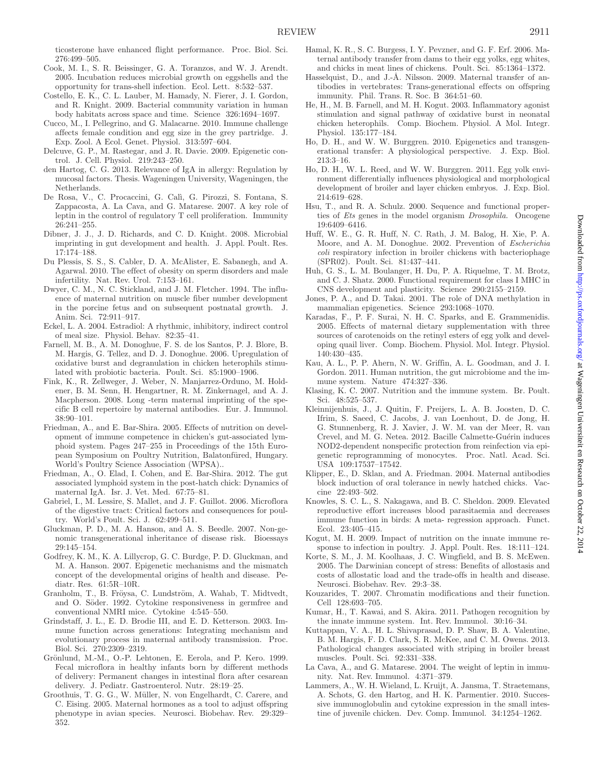ticosterone have enhanced flight performance. Proc. Biol. Sci. 276:499–505.

Cook, M. I., S. R. Beissinger, G. A. Toranzos, and W. J. Arendt. 2005. Incubation reduces microbial growth on eggshells and the opportunity for trans-shell infection. Ecol. Lett. 8:532–537.

Costello, E. K., C. L. Lauber, M. Hamady, N. Fierer, J. I. Gordon, and R. Knight. 2009. Bacterial community variation in human body habitats across space and time. Science 326:1694–1697.

Cucco, M., I. Pellegrino, and G. Malacarne. 2010. Immune challenge affects female condition and egg size in the grey partridge. J. Exp. Zool. A Ecol. Genet. Physiol. 313:597–604.

Delcuve, G. P., M. Rastegar, and J. R. Davie. 2009. Epigenetic control. J. Cell. Physiol. 219:243–250.

den Hartog, C. G. 2013. Relevance of IgA in allergy: Regulation by mucosal factors. Thesis. Wageningen University, Wageningen, the Netherlands.

De Rosa, V., C. Procaccini, G. Calì, G. Pirozzi, S. Fontana, S. Zappacosta, A. La Cava, and G. Matarese. 2007. A key role of leptin in the control of regulatory T cell proliferation. Immunity 26:241–255.

Dibner, J. J., J. D. Richards, and C. D. Knight. 2008. Microbial imprinting in gut development and health. J. Appl. Poult. Res. 17:174–188.

Du Plessis, S. S., S. Cabler, D. A. McAlister, E. Sabanegh, and A. Agarwal. 2010. The effect of obesity on sperm disorders and male infertility. Nat. Rev. Urol. 7:153–161.

Dwyer, C. M., N. C. Stickland, and J. M. Fletcher. 1994. The influence of maternal nutrition on muscle fiber number development in the porcine fetus and on subsequent postnatal growth. J. Anim. Sci. 72:911–917.

Eckel, L. A. 2004. Estradiol: A rhythmic, inhibitory, indirect control of meal size. Physiol. Behav. 82:35–41.

Farnell, M. B., A. M. Donoghue, F. S. de los Santos, P. J. Blore, B. M. Hargis, G. Tellez, and D. J. Donoghue. 2006. Upregulation of oxidative burst and degranulation in chicken heterophils stimulated with probiotic bacteria. Poult. Sci. 85:1900–1906.

Fink, K., R. Zellweger, J. Weber, N. Manjarrez-Orduno, M. Holdener, B. M. Senn, H. Hengartner, R. M. Zinkernagel, and A. J. Macpherson. 2008. Long -term maternal imprinting of the specific B cell repertoire by maternal antibodies. Eur. J. Immunol. 38:90–101.

Friedman, A., and E. Bar-Shira. 2005. Effects of nutrition on development of immune competence in chicken's gut-associated lymphoid system. Pages 247–255 in Proceedings of the 15th European Symposium on Poultry Nutrition, Balatonfüred, Hungary. World's Poultry Science Association (WPSA)..

Friedman, A., O. Elad, I. Cohen, and E. Bar-Shira. 2012. The gut associated lymphoid system in the post-hatch chick: Dynamics of maternal IgA. Isr. J. Vet. Med. 67:75–81.

Gabriel, I., M. Lessire, S. Mallet, and J. F. Guillot. 2006. Microflora of the digestive tract: Critical factors and consequences for poultry. World's Poult. Sci. J. 62:499–511.

Gluckman, P. D., M. A. Hanson, and A. S. Beedle. 2007. Non-genomic transgenerational inheritance of disease risk. Bioessays 29:145–154.

Godfrey, K. M., K. A. Lillycrop, G. C. Burdge, P. D. Gluckman, and M. A. Hanson. 2007. Epigenetic mechanisms and the mismatch concept of the developmental origins of health and disease. Pediatr. Res. 61:5R–10R.

Granholm, T., B. Fröysa, C. Lundström, A. Wahab, T. Midtvedt, and O. Söder. 1992. Cytokine responsiveness in germfree and conventional NMRI mice. Cytokine 4:545–550.

Grindstaff, J. L., E. D. Brodie III, and E. D. Ketterson. 2003. Immune function across generations: Integrating mechanism and evolutionary process in maternal antibody transmission. Proc. Biol. Sci. 270:2309–2319.

Grönlund, M.-M., O.-P. Lehtonen, E. Eerola, and P. Kero. 1999. Fecal microflora in healthy infants born by different methods of delivery: Permanent changes in intestinal flora after cesarean delivery. J. Pediatr. Gastroenterol. Nutr. 28:19–25.

Groothuis, T. G. G., W. Müller, N. von Engelhardt, C. Carere, and C. Eising. 2005. Maternal hormones as a tool to adjust offspring phenotype in avian species. Neurosci. Biobehav. Rev. 29:329–352.

Hamal, K. R., S. C. Burgess, I. Y. Pevzner, and G. F. Erf. 2006. Maternal antibody transfer from dams to their egg yolks, egg whites, and chicks in meat lines of chickens. Poult. Sci. 85:1364–1372.

Hasselquist, D., and J.-Å. Nilsson. 2009. Maternal transfer of antibodies in vertebrates: Trans-generational effects on offspring immunity. Phil. Trans. R. Soc. B 364:51–60.

He, H., M. B. Farnell, and M. H. Kogut. 2003. Inflammatory agonist stimulation and signal pathway of oxidative burst in neonatal chicken heterophils. Comp. Biochem. Physiol. A Mol. Integr. Physiol. 135:177–184.

Ho, D. H., and W. W. Burggren. 2010. Epigenetics and transgenerational transfer: A physiological perspective. J. Exp. Biol. 213:3–16.

Ho, D. H., W. L. Reed, and W. W. Burggren. 2011. Egg yolk environment differentially influences physiological and morphological development of broiler and layer chicken embryos. J. Exp. Biol. 214:619–628.

Hsu, T., and R. A. Schulz. 2000. Sequence and functional properties of *Ets* genes in the model organism *Drosophila.* Oncogene 19:6409–6416.

Huff, W. E., G. R. Huff, N. C. Rath, J. M. Balog, H. Xie, P. A. Moore, and A. M. Donoghue. 2002. Prevention of *Escherichia coli* respiratory infection in broiler chickens with bacteriophage (SPR02). Poult. Sci. 81:437–441.

Huh, G. S., L. M. Boulanger, H. Du, P. A. Riquelme, T. M. Brotz, and C. J. Shatz. 2000. Functional requirement for class I MHC in CNS development and plasticity. Science 290:2155–2159.

Jones, P. A., and D. Takai. 2001. The role of DNA methylation in mammalian epigenetics. Science 293:1068–1070.

Karadas, F., P. F. Surai, N. H. C. Sparks, and E. Grammenidis. 2005. Effects of maternal dietary supplementation with three sources of carotenoids on the retinyl esters of egg yolk and developing quail liver. Comp. Biochem. Physiol. Mol. Integr. Physiol. 140:430–435.

Kau, A. L., P. P. Ahern, N. W. Griffin, A. L. Goodman, and J. I. Gordon. 2011. Human nutrition, the gut microbiome and the immune system. Nature 474:327–336.

Klasing, K. C. 2007. Nutrition and the immune system. Br. Poult. Sci. 48:525–537.

Kleinnijenhuis, J., J. Quitin, F. Preijers, L. A. B. Joosten, D. C. Ifrim, S. Saeed, C. Jacobs, J. van Loenhout, D. de Jong, H. G. Stunnenberg, R. J. Xavier, J. W. M. van der Meer, R. van Crevel, and M. G. Netea. 2012. Bacille Calmette-Guérin induces NOD2-dependent nonspecific protection from reinfection via epigenetic reprogramming of monocytes. Proc. Natl. Acad. Sci. USA 109:17537–17542.

Klipper, E., D. Sklan, and A. Friedman. 2004. Maternal antibodies block induction of oral tolerance in newly hatched chicks. Vaccine 22:493–502.

Knowles, S. C. L., S. Nakagawa, and B. C. Sheldon. 2009. Elevated reproductive effort increases blood parasitaemia and decreases immune function in birds: A meta- regression approach. Funct. Ecol. 23:405–415.

Kogut, M. H. 2009. Impact of nutrition on the innate immune response to infection in poultry. J. Appl. Poult. Res. 18:111–124.

Korte, S. M., J. M. Koolhaas, J. C. Wingfield, and B. S. McEwen. 2005. The Darwinian concept of stress: Benefits of allostasis and costs of allostatic load and the trade-offs in health and disease. Neurosci. Biobehav. Rev. 29:3–38.

Kouzarides, T. 2007. Chromatin modifications and their function. Cell 128:693–705.

Kumar, H., T. Kawai, and S. Akira. 2011. Pathogen recognition by the innate immune system. Int. Rev. Immunol. 30:16–34.

Kuttappan, V. A., H. L. Shivaprasad, D. P. Shaw, B. A. Valentine, B. M. Hargis, F. D. Clark, S. R. McKee, and C. M. Owens. 2013. Pathological changes associated with striping in broiler breast muscles. Poult. Sci. 92:331–338.

La Cava, A., and G. Matarese. 2004. The weight of leptin in immunity. Nat. Rev. Immunol. 4:371–379.

Lammers, A., W. H. Wieland, L. Kruijt, A. Jansma, T. Straetemans, A. Schots, G. den Hartog, and H. K. Parmentier. 2010. Successive immunoglobulin and cytokine expression in the small intestine of juvenile chicken. Dev. Comp. Immunol. 34:1254–1262.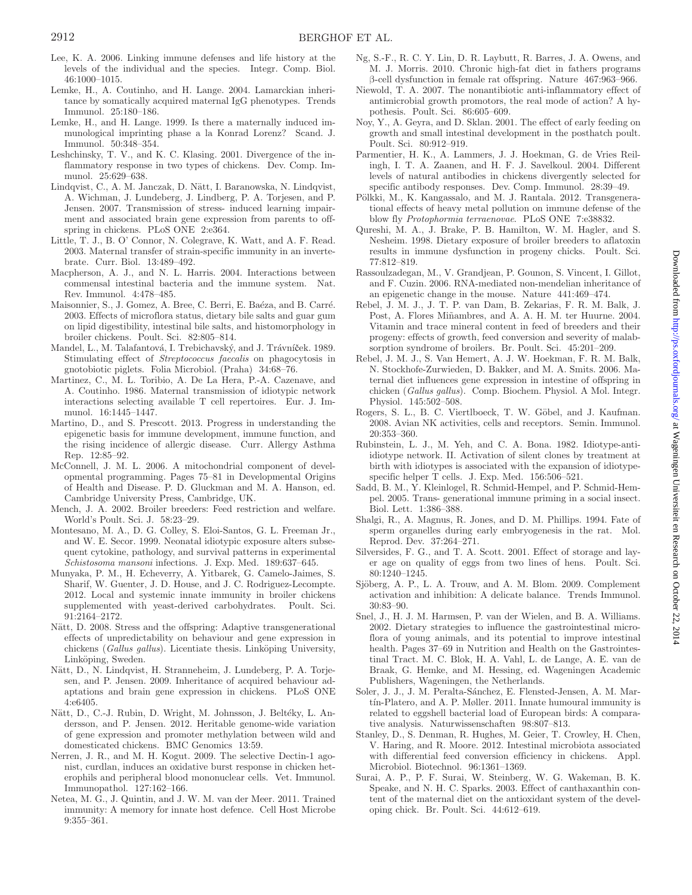Lee, K. A. 2006. Linking immune defenses and life history at the levels of the individual and the species. Integr. Comp. Biol. 46:1000–1015.

Lemke, H., A. Coutinho, and H. Lange. 2004. Lamarckian inheritance by somatically acquired maternal IgG phenotypes. Trends Immunol. 25:180–186.

Lemke, H., and H. Lange. 1999. Is there a maternally induced immunological imprinting phase a la Konrad Lorenz? Scand. J. Immunol. 50:348–354.

Leshchinsky, T. V., and K. C. Klasing. 2001. Divergence of the inflammatory response in two types of chickens. Dev. Comp. Immunol. 25:629–638.

Lindqvist, C., A. M. Janczak, D. Nätt, I. Baranowska, N. Lindqvist, A. Wichman, J. Lundeberg, J. Lindberg, P. A. Torjesen, and P. Jensen. 2007. Transmission of stress- induced learning impairment and associated brain gene expression from parents to offspring in chickens. PLoS ONE 2:e364.

Little, T. J., B. O' Connor, N. Colegrave, K. Watt, and A. F. Read. 2003. Maternal transfer of strain-specific immunity in an invertebrate. Curr. Biol. 13:489–492.

Macpherson, A. J., and N. L. Harris. 2004. Interactions between commensal intestinal bacteria and the immune system. Nat. Rev. Immunol. 4:478–485.

Maisonnier, S., J. Gomez, A. Bree, C. Berri, E. Baéza, and B. Carré. 2003. Effects of microflora status, dietary bile salts and guar gum on lipid digestibility, intestinal bile salts, and histomorphology in broiler chickens. Poult. Sci. 82:805–814.

Mandel, L., M. Talafantová, I. Trebichavský, and J. Trávníček. 1989. Stimulating effect of *Streptococcus faecalis* on phagocytosis in gnotobiotic piglets. Folia Microbiol. (Praha) 34:68–76.

Martinez, C., M. L. Toribio, A. De La Hera, P.-A. Cazenave, and A. Coutinho. 1986. Maternal transmission of idiotypic network interactions selecting available T cell repertoires. Eur. J. Immunol. 16:1445–1447.

Martino, D., and S. Prescott. 2013. Progress in understanding the epigenetic basis for immune development, immune function, and the rising incidence of allergic disease. Curr. Allergy Asthma Rep. 12:85–92.

McConnell, J. M. L. 2006. A mitochondrial component of developmental programming. Pages 75–81 in Developmental Origins of Health and Disease. P. D. Gluckman and M. A. Hanson, ed. Cambridge University Press, Cambridge, UK.

Mench, J. A. 2002. Broiler breeders: Feed restriction and welfare. World's Poult. Sci. J. 58:23–29.

Montesano, M. A., D. G. Colley, S. Eloi-Santos, G. L. Freeman Jr., and W. E. Secor. 1999. Neonatal idiotypic exposure alters subsequent cytokine, pathology, and survival patterns in experimental *Schistosoma mansoni* infections. J. Exp. Med. 189:637–645.

Munyaka, P. M., H. Echeverry, A. Yitbarek, G. Camelo-Jaimes, S. Sharif, W. Guenter, J. D. House, and J. C. Rodriguez-Lecompte. 2012. Local and systemic innate immunity in broiler chickens supplemented with yeast-derived carbohydrates. Poult. Sci. 91:2164–2172.

Nätt, D. 2008. Stress and the offspring: Adaptive transgenerational effects of unpredictability on behaviour and gene expression in chickens (*Gallus gallus*). Licentiate thesis. Linköping University, Linköping, Sweden.

Nätt, D., N. Lindqvist, H. Stranneheim, J. Lundeberg, P. A. Torjesen, and P. Jensen. 2009. Inheritance of acquired behaviour adaptations and brain gene expression in chickens. PLoS ONE 4:e6405.

Nätt, D., C.-J. Rubin, D. Wright, M. Johnsson, J. Beltéky, L. Andersson, and P. Jensen. 2012. Heritable genome-wide variation of gene expression and promoter methylation between wild and domesticated chickens. BMC Genomics 13:59.

Nerren, J. R., and M. H. Kogut. 2009. The selective Dectin-1 agonist, curdlan, induces an oxidative burst response in chicken heterophils and peripheral blood mononuclear cells. Vet. Immunol. Immunopathol. 127:162–166.

Netea, M. G., J. Quintin, and J. W. M. van der Meer. 2011. Trained immunity: A memory for innate host defence. Cell Host Microbe 9:355–361.

Ng, S.-F., R. C. Y. Lin, D. R. Laybutt, R. Barres, J. A. Owens, and M. J. Morris. 2010. Chronic high-fat diet in fathers programs β-cell dysfunction in female rat offspring. Nature 467:963–966.

Niewold, T. A. 2007. The nonantibiotic anti-inflammatory effect of antimicrobial growth promotors, the real mode of action? A hypothesis. Poult. Sci. 86:605–609.

Noy, Y., A. Geyra, and D. Sklan. 2001. The effect of early feeding on growth and small intestinal development in the posthatch poult. Poult. Sci. 80:912–919.

Parmentier, H. K., A. Lammers, J. J. Hoekman, G. de Vries Reilingh, I. T. A. Zaanen, and H. F. J. Savelkoul. 2004. Different levels of natural antibodies in chickens divergently selected for specific antibody responses. Dev. Comp. Immunol. 28:39–49.

Pölkki, M., K. Kangassalo, and M. J. Rantala. 2012. Transgenerational effects of heavy metal pollution on immune defense of the blow fly *Protophormia terraenovae*. PLoS ONE 7:e38832.

Qureshi, M. A., J. Brake, P. B. Hamilton, W. M. Hagler, and S. Nesheim. 1998. Dietary exposure of broiler breeders to aflatoxin results in immune dysfunction in progeny chicks. Poult. Sci. 77:812–819.

Rassoulzadegan, M., V. Grandjean, P. Gounon, S. Vincent, I. Gillot, and F. Cuzin. 2006. RNA-mediated non-mendelian inheritance of an epigenetic change in the mouse. Nature 441:469–474.

Rebel, J. M. J., J. T. P. van Dam, B. Zekarias, F. R. M. Balk, J. Post, A. Flores Miñambres, and A. A. H. M. ter Huurne. 2004. Vitamin and trace mineral content in feed of breeders and their progeny: effects of growth, feed conversion and severity of malabsorption syndrome of broilers. Br. Poult. Sci. 45:201–209.

Rebel, J. M. J., S. Van Hemert, A. J. W. Hoekman, F. R. M. Balk, N. Stockhofe-Zurwieden, D. Bakker, and M. A. Smits. 2006. Maternal diet influences gene expression in intestine of offspring in chicken (*Gallus gallus*). Comp. Biochem. Physiol. A Mol. Integr. Physiol. 145:502–508.

Rogers, S. L., B. C. Viertlboeck, T. W. Göbel, and J. Kaufman. 2008. Avian NK activities, cells and receptors. Semin. Immunol. 20:353–360.

Rubinstein, L. J., M. Yeh, and C. A. Bona. 1982. Idiotype-anti-idiotype network. II. Activation of silent clones by treatment at birth with idiotypes is associated with the expansion of idiotype-specific helper T cells. J. Exp. Med. 156:506–521.

Sadd, B. M., Y. Kleinlogel, R. Schmid-Hempel, and P. Schmid-Hempel. 2005. Trans- generational immune priming in a social insect. Biol. Lett. 1:386–388.

Shalgi, R., A. Magnus, R. Jones, and D. M. Phillips. 1994. Fate of sperm organelles during early embryogenesis in the rat. Mol. Reprod. Dev. 37:264–271.

Silversides, F. G., and T. A. Scott. 2001. Effect of storage and layer age on quality of eggs from two lines of hens. Poult. Sci. 80:1240–1245.

Sjöberg, A. P., L. A. Trouw, and A. M. Blom. 2009. Complement activation and inhibition: A delicate balance. Trends Immunol. 30:83–90.

Snel, J., H. J. M. Harmsen, P. van der Wielen, and B. A. Williams. 2002. Dietary strategies to influence the gastrointestinal microflora of young animals, and its potential to improve intestinal health. Pages 37–69 in Nutrition and Health on the Gastrointestinal Tract. M. C. Blok, H. A. Vahl, L. de Lange, A. E. van de Braak, G. Hemke, and M. Hessing, ed. Wageningen Academic Publishers, Wageningen, the Netherlands.

Soler, J. J., J. M. Peralta-Sánchez, E. Flensted-Jensen, A. M. Martín-Platero, and A. P. Møller. 2011. Innate humoural immunity is related to eggshell bacterial load of European birds: A comparative analysis. Naturwissenschaften 98:807–813.

Stanley, D., S. Denman, R. Hughes, M. Geier, T. Crowley, H. Chen, V. Haring, and R. Moore. 2012. Intestinal microbiota associated with differential feed conversion efficiency in chickens. Appl. Microbiol. Biotechnol. 96:1361–1369.

Surai, A. P., P. F. Surai, W. Steinberg, W. G. Wakeman, B. K. Speake, and N. H. C. Sparks. 2003. Effect of canthaxanthin content of the maternal diet on the antioxidant system of the developing chick. Br. Poult. Sci. 44:612–619.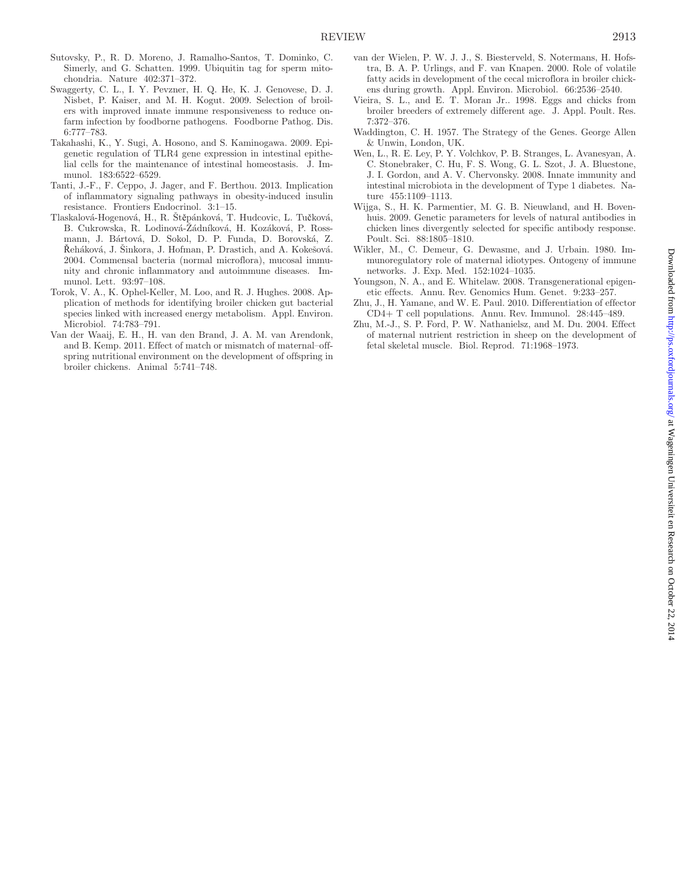Sutovsky, P., R. D. Moreno, J. Ramalho-Santos, T. Dominko, C. Simerly, and G. Schatten. 1999. Ubiquitin tag for sperm mitochondria. Nature 402:371–372.

Swaggerty, C. L., I. Y. Pevzner, H. Q. He, K. J. Genovese, D. J. Nisbet, P. Kaiser, and M. H. Kogut. 2009. Selection of broilers with improved innate immune responsiveness to reduce on-farm infection by foodborne pathogens. Foodborne Pathog. Dis. 6:777–783.

Takahashi, K., Y. Sugi, A. Hosono, and S. Kaminogawa. 2009. Epigenetic regulation of TLR4 gene expression in intestinal epithelial cells for the maintenance of intestinal homeostasis. J. Immunol. 183:6522–6529.

Tanti, J.-F., F. Ceppo, J. Jager, and F. Berthou. 2013. Implication of inflammatory signaling pathways in obesity-induced insulin resistance. Frontiers Endocrinol. 3:1–15.

Tlaskalová-Hogenová, H., R. Štěpánková, T. Hudcovic, L. Tučková, B. Cukrowska, R. Lodinová-Žádníková, H. Kozáková, P. Rossmann, J. Bártová, D. Sokol, D. P. Funda, D. Borovská, Z. Řeháková, J. Šinkora, J. Hofman, P. Drastich, and A. Kokešová. 2004. Commensal bacteria (normal microflora), mucosal immunity and chronic inflammatory and autoimmune diseases. Immunol. Lett. 93:97–108.

Torok, V. A., K. Ophel-Keller, M. Loo, and R. J. Hughes. 2008. Application of methods for identifying broiler chicken gut bacterial species linked with increased energy metabolism. Appl. Environ. Microbiol. 74:783–791.

Van der Waaij, E. H., H. van den Brand, J. A. M. van Arendonk, and B. Kemp. 2011. Effect of match or mismatch of maternal–offspring nutritional environment on the development of offspring in broiler chickens. Animal 5:741–748.

van der Wielen, P. W. J. J., S. Biesterveld, S. Notermans, H. Hofstra, B. A. P. Urlings, and F. van Knapen. 2000. Role of volatile fatty acids in development of the cecal microflora in broiler chickens during growth. Appl. Environ. Microbiol. 66:2536–2540.

Vieira, S. L., and E. T. Moran Jr.. 1998. Eggs and chicks from broiler breeders of extremely different age. J. Appl. Poult. Res. 7:372–376.

Waddington, C. H. 1957. The Strategy of the Genes. George Allen & Unwin, London, UK.

Wen, L., R. E. Ley, P. Y. Volchkov, P. B. Stranges, L. Avanesyan, A. C. Stonebraker, C. Hu, F. S. Wong, G. L. Szot, J. A. Bluestone, J. I. Gordon, and A. V. Chervonsky. 2008. Innate immunity and intestinal microbiota in the development of Type 1 diabetes. Nature 455:1109–1113.

Wijga, S., H. K. Parmentier, M. G. B. Nieuwland, and H. Bovenhuis. 2009. Genetic parameters for levels of natural antibodies in chicken lines divergently selected for specific antibody response. Poult. Sci. 88:1805–1810.

Wikler, M., C. Demeur, G. Dewasme, and J. Urbain. 1980. Immunoregulatory role of maternal idiotypes. Ontogeny of immune networks. J. Exp. Med. 152:1024–1035.

Youngson, N. A., and E. Whitelaw. 2008. Transgenerational epigenetic effects. Annu. Rev. Genomics Hum. Genet. 9:233–257.

Zhu, J., H. Yamane, and W. E. Paul. 2010. Differentiation of effector CD4+ T cell populations. Annu. Rev. Immunol. 28:445–489.

Zhu, M.-J., S. P. Ford, P. W. Nathanielsz, and M. Du. 2004. Effect of maternal nutrient restriction in sheep on the development of fetal skeletal muscle. Biol. Reprod. 71:1968–1973.